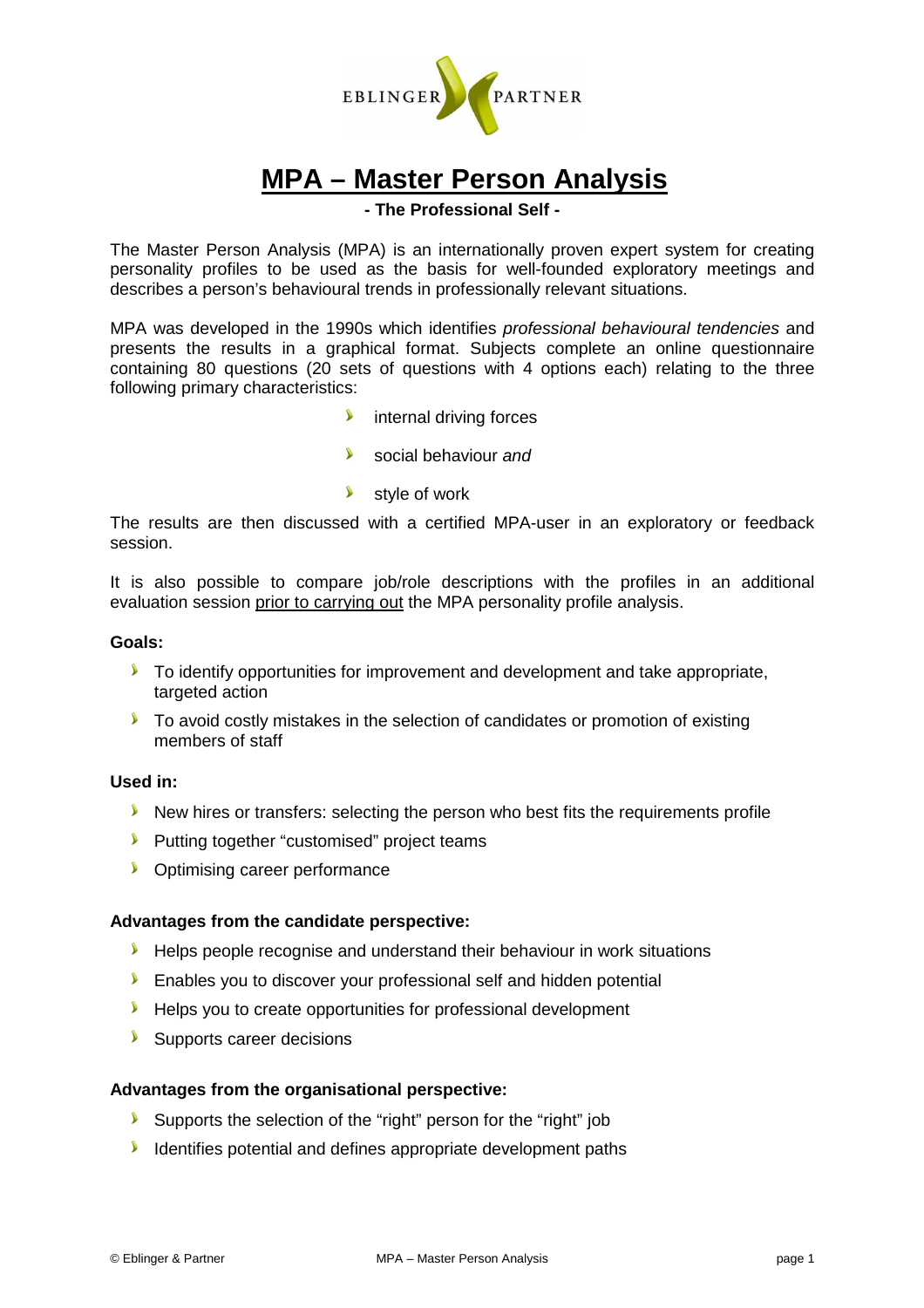EBLINGER PARTNER

# MPA – Master Person Analysis

**- The Professional Self -**

The Master Person Analysis (MPA) is an internationally proven expert system for creating personality profiles to be used as the basis for well-founded exploratory meetings and describes a person's behavioural trends in professionally relevant situations.

MPA was developed in the 1990s which identifies *professional behavioural tendencies* and presents the results in a graphical format. Subjects complete an online questionnaire containing 80 questions (20 sets of questions with 4 options each) relating to the three following primary characteristics:

- internal driving forces
- social behaviour *and*
- style of work

The results are then discussed with a certified MPA-user in an exploratory or feedback session.

It is also possible to compare job/role descriptions with the profiles in an additional evaluation session prior to carrying out the MPA personality profile analysis.

**Goals:**

- To identify opportunities for improvement and development and take appropriate, targeted action
- To avoid costly mistakes in the selection of candidates or promotion of existing members of staff

**Used in:**

- New hires or transfers: selecting the person who best fits the requirements profile
- Putting together "customised" project teams
- Optimising career performance

**Advantages from the candidate perspective:**

- Helps people recognise and understand their behaviour in work situations
- Enables you to discover your professional self and hidden potential
- Helps you to create opportunities for professional development
- Supports career decisions

**Advantages from the organisational perspective:**

- Supports the selection of the "right" person for the "right" job
- Identifies potential and defines appropriate development paths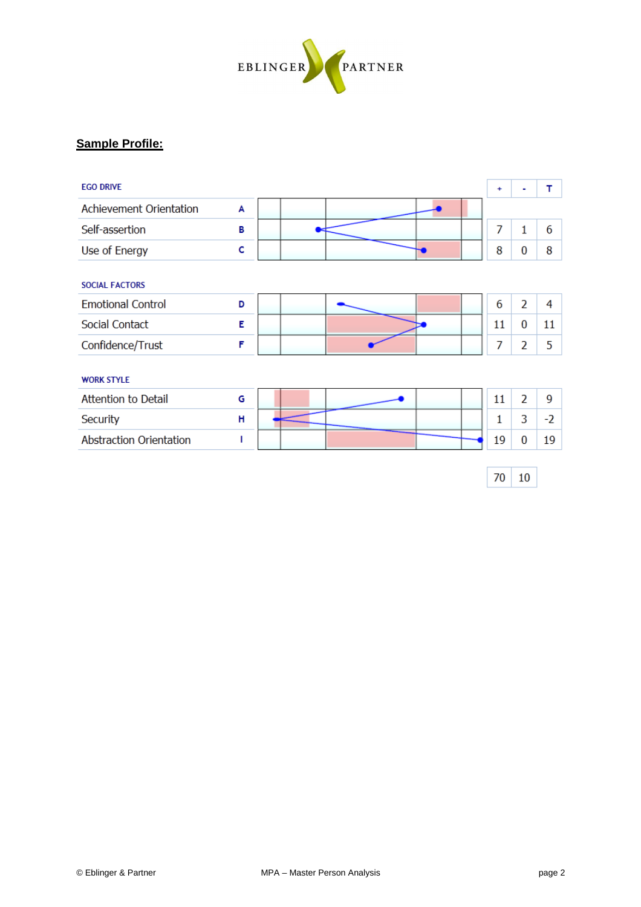## Sample Profile:

| EGO DRIVE | | + | - | T |
|---|---|---|---|---|
| Achievement Orientation | A | | | |
| Self-assertion | B | 7 | 1 | 6 |
| Use of Energy | C | 8 | 0 | 8 |

| SOCIAL FACTORS | | | | |
|---|---|---|---|---|
| Emotional Control | D | 6 | 2 | 4 |
| Social Contact | E | 11 | 0 | 11 |
| Confidence/Trust | F | 7 | 2 | 5 |

| WORK STYLE | | | | |
|---|---|---|---|---|
| Attention to Detail | G | 11 | 2 | 9 |
| Security | H | 1 | 3 | -2 |
| Abstraction Orientation | I | 19 | 0 | 19 |

| 70 | 10 |
|---|---|

© Eblinger & Partner — MPA – Master Person Analysis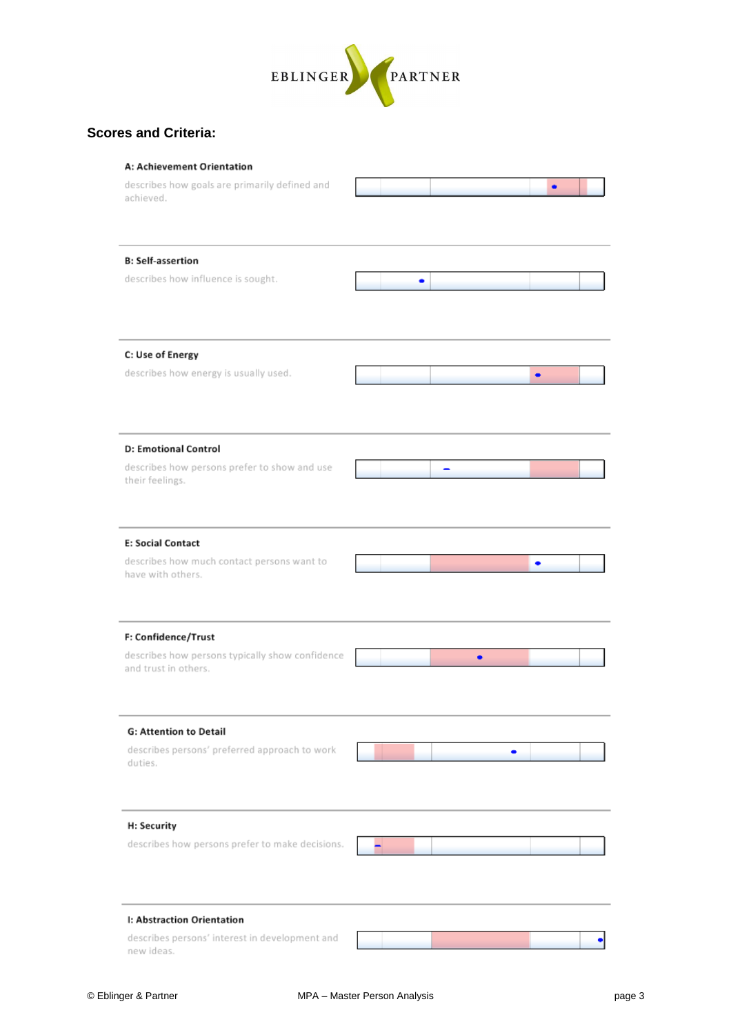## Scores and Criteria:

**A: Achievement Orientation**

describes how goals are primarily defined and achieved.

**B: Self-assertion**

describes how influence is sought.

**C: Use of Energy**

describes how energy is usually used.

**D: Emotional Control**

describes how persons prefer to show and use their feelings.

**E: Social Contact**

describes how much contact persons want to have with others.

**F: Confidence/Trust**

describes how persons typically show confidence and trust in others.

**G: Attention to Detail**

describes persons' preferred approach to work duties.

**H: Security**

describes how persons prefer to make decisions.

**I: Abstraction Orientation**

describes persons' interest in development and new ideas.